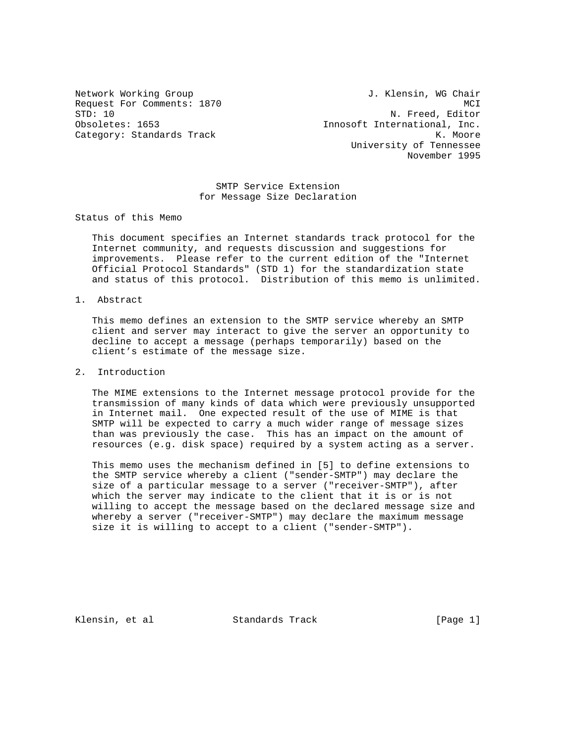Network Working Group J. Klensin, WG Chair
Request For Comments: 1870 MCI
STD: 10 N. Freed, Editor
Obsoletes: 1653 Innosoft International, Inc.
Category: Standards Track K. Moore
University of Tennessee
November 1995

# SMTP Service Extension for Message Size Declaration

## Status of this Memo

This document specifies an Internet standards track protocol for the Internet community, and requests discussion and suggestions for improvements. Please refer to the current edition of the "Internet Official Protocol Standards" (STD 1) for the standardization state and status of this protocol. Distribution of this memo is unlimited.

## 1. Abstract

This memo defines an extension to the SMTP service whereby an SMTP client and server may interact to give the server an opportunity to decline to accept a message (perhaps temporarily) based on the client's estimate of the message size.

## 2. Introduction

The MIME extensions to the Internet message protocol provide for the transmission of many kinds of data which were previously unsupported in Internet mail. One expected result of the use of MIME is that SMTP will be expected to carry a much wider range of message sizes than was previously the case. This has an impact on the amount of resources (e.g. disk space) required by a system acting as a server.

This memo uses the mechanism defined in [5] to define extensions to the SMTP service whereby a client ("sender-SMTP") may declare the size of a particular message to a server ("receiver-SMTP"), after which the server may indicate to the client that it is or is not willing to accept the message based on the declared message size and whereby a server ("receiver-SMTP") may declare the maximum message size it is willing to accept to a client ("sender-SMTP").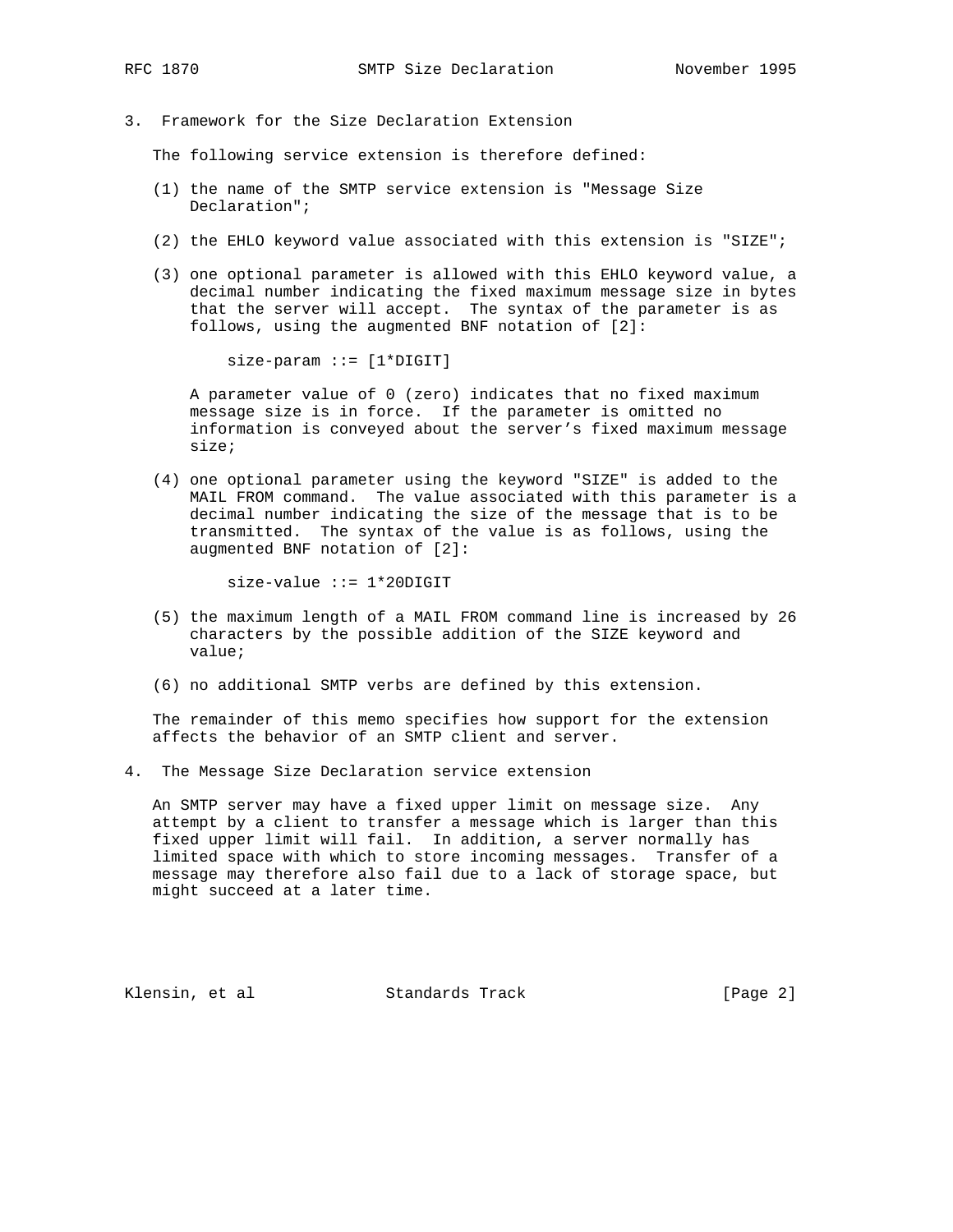## 3. Framework for the Size Declaration Extension

The following service extension is therefore defined:

(1) the name of the SMTP service extension is "Message Size Declaration";

(2) the EHLO keyword value associated with this extension is "SIZE";

(3) one optional parameter is allowed with this EHLO keyword value, a decimal number indicating the fixed maximum message size in bytes that the server will accept. The syntax of the parameter is as follows, using the augmented BNF notation of [2]:

```
size-param ::= [1*DIGIT]
```

A parameter value of 0 (zero) indicates that no fixed maximum message size is in force. If the parameter is omitted no information is conveyed about the server's fixed maximum message size;

(4) one optional parameter using the keyword "SIZE" is added to the MAIL FROM command. The value associated with this parameter is a decimal number indicating the size of the message that is to be transmitted. The syntax of the value is as follows, using the augmented BNF notation of [2]:

```
size-value ::= 1*20DIGIT
```

(5) the maximum length of a MAIL FROM command line is increased by 26 characters by the possible addition of the SIZE keyword and value;

(6) no additional SMTP verbs are defined by this extension.

The remainder of this memo specifies how support for the extension affects the behavior of an SMTP client and server.

## 4. The Message Size Declaration service extension

An SMTP server may have a fixed upper limit on message size. Any attempt by a client to transfer a message which is larger than this fixed upper limit will fail. In addition, a server normally has limited space with which to store incoming messages. Transfer of a message may therefore also fail due to a lack of storage space, but might succeed at a later time.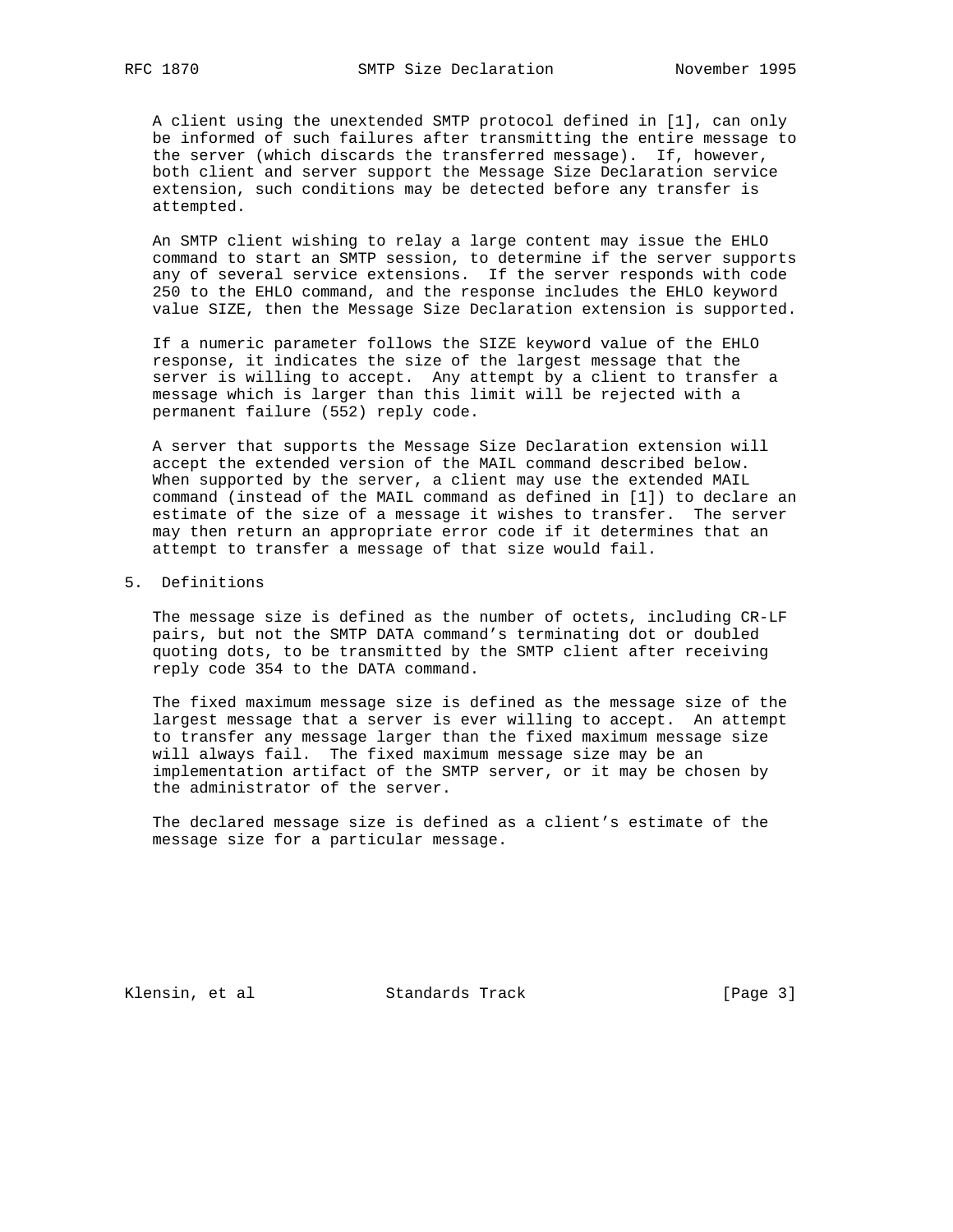A client using the unextended SMTP protocol defined in [1], can only be informed of such failures after transmitting the entire message to the server (which discards the transferred message). If, however, both client and server support the Message Size Declaration service extension, such conditions may be detected before any transfer is attempted.

An SMTP client wishing to relay a large content may issue the EHLO command to start an SMTP session, to determine if the server supports any of several service extensions. If the server responds with code 250 to the EHLO command, and the response includes the EHLO keyword value SIZE, then the Message Size Declaration extension is supported.

If a numeric parameter follows the SIZE keyword value of the EHLO response, it indicates the size of the largest message that the server is willing to accept. Any attempt by a client to transfer a message which is larger than this limit will be rejected with a permanent failure (552) reply code.

A server that supports the Message Size Declaration extension will accept the extended version of the MAIL command described below. When supported by the server, a client may use the extended MAIL command (instead of the MAIL command as defined in [1]) to declare an estimate of the size of a message it wishes to transfer. The server may then return an appropriate error code if it determines that an attempt to transfer a message of that size would fail.

## 5. Definitions

The message size is defined as the number of octets, including CR-LF pairs, but not the SMTP DATA command's terminating dot or doubled quoting dots, to be transmitted by the SMTP client after receiving reply code 354 to the DATA command.

The fixed maximum message size is defined as the message size of the largest message that a server is ever willing to accept. An attempt to transfer any message larger than the fixed maximum message size will always fail. The fixed maximum message size may be an implementation artifact of the SMTP server, or it may be chosen by the administrator of the server.

The declared message size is defined as a client's estimate of the message size for a particular message.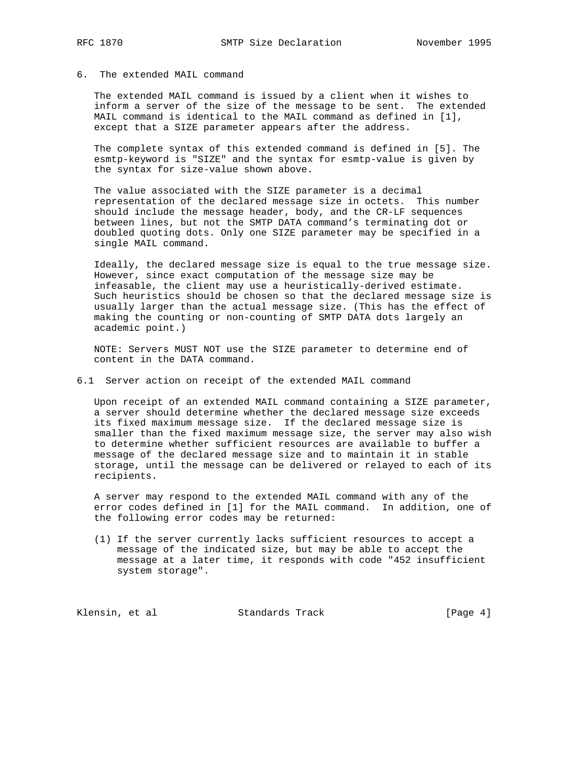## 6. The extended MAIL command

The extended MAIL command is issued by a client when it wishes to inform a server of the size of the message to be sent. The extended MAIL command is identical to the MAIL command as defined in [1], except that a SIZE parameter appears after the address.

The complete syntax of this extended command is defined in [5]. The esmtp-keyword is "SIZE" and the syntax for esmtp-value is given by the syntax for size-value shown above.

The value associated with the SIZE parameter is a decimal representation of the declared message size in octets. This number should include the message header, body, and the CR-LF sequences between lines, but not the SMTP DATA command's terminating dot or doubled quoting dots. Only one SIZE parameter may be specified in a single MAIL command.

Ideally, the declared message size is equal to the true message size. However, since exact computation of the message size may be infeasable, the client may use a heuristically-derived estimate. Such heuristics should be chosen so that the declared message size is usually larger than the actual message size. (This has the effect of making the counting or non-counting of SMTP DATA dots largely an academic point.)

NOTE: Servers MUST NOT use the SIZE parameter to determine end of content in the DATA command.

### 6.1 Server action on receipt of the extended MAIL command

Upon receipt of an extended MAIL command containing a SIZE parameter, a server should determine whether the declared message size exceeds its fixed maximum message size. If the declared message size is smaller than the fixed maximum message size, the server may also wish to determine whether sufficient resources are available to buffer a message of the declared message size and to maintain it in stable storage, until the message can be delivered or relayed to each of its recipients.

A server may respond to the extended MAIL command with any of the error codes defined in [1] for the MAIL command. In addition, one of the following error codes may be returned:

(1) If the server currently lacks sufficient resources to accept a message of the indicated size, but may be able to accept the message at a later time, it responds with code "452 insufficient system storage".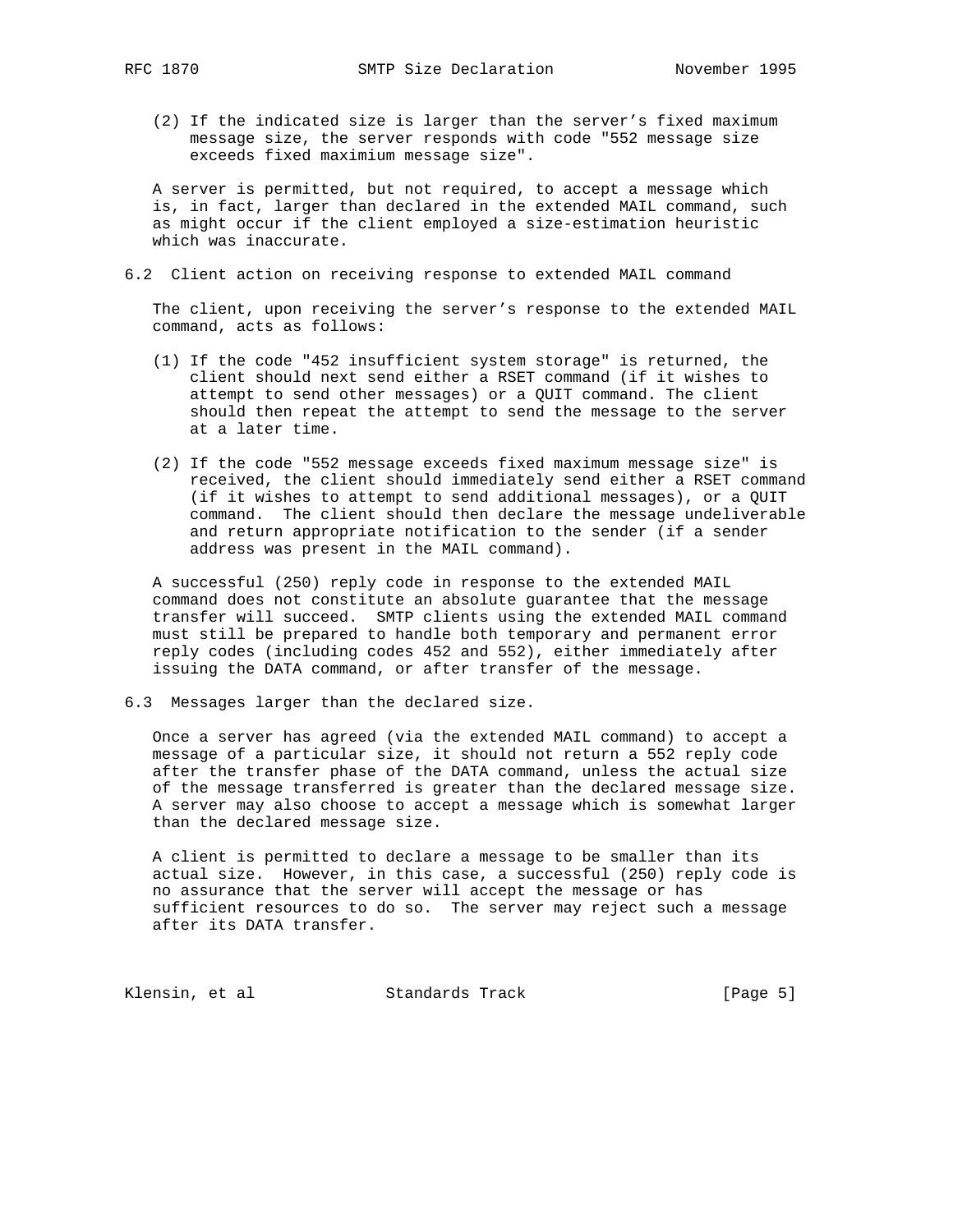(2) If the indicated size is larger than the server's fixed maximum message size, the server responds with code "552 message size exceeds fixed maximium message size".

A server is permitted, but not required, to accept a message which is, in fact, larger than declared in the extended MAIL command, such as might occur if the client employed a size-estimation heuristic which was inaccurate.

### 6.2 Client action on receiving response to extended MAIL command

The client, upon receiving the server's response to the extended MAIL command, acts as follows:

(1) If the code "452 insufficient system storage" is returned, the client should next send either a RSET command (if it wishes to attempt to send other messages) or a QUIT command. The client should then repeat the attempt to send the message to the server at a later time.

(2) If the code "552 message exceeds fixed maximum message size" is received, the client should immediately send either a RSET command (if it wishes to attempt to send additional messages), or a QUIT command. The client should then declare the message undeliverable and return appropriate notification to the sender (if a sender address was present in the MAIL command).

A successful (250) reply code in response to the extended MAIL command does not constitute an absolute guarantee that the message transfer will succeed. SMTP clients using the extended MAIL command must still be prepared to handle both temporary and permanent error reply codes (including codes 452 and 552), either immediately after issuing the DATA command, or after transfer of the message.

### 6.3 Messages larger than the declared size.

Once a server has agreed (via the extended MAIL command) to accept a message of a particular size, it should not return a 552 reply code after the transfer phase of the DATA command, unless the actual size of the message transferred is greater than the declared message size. A server may also choose to accept a message which is somewhat larger than the declared message size.

A client is permitted to declare a message to be smaller than its actual size. However, in this case, a successful (250) reply code is no assurance that the server will accept the message or has sufficient resources to do so. The server may reject such a message after its DATA transfer.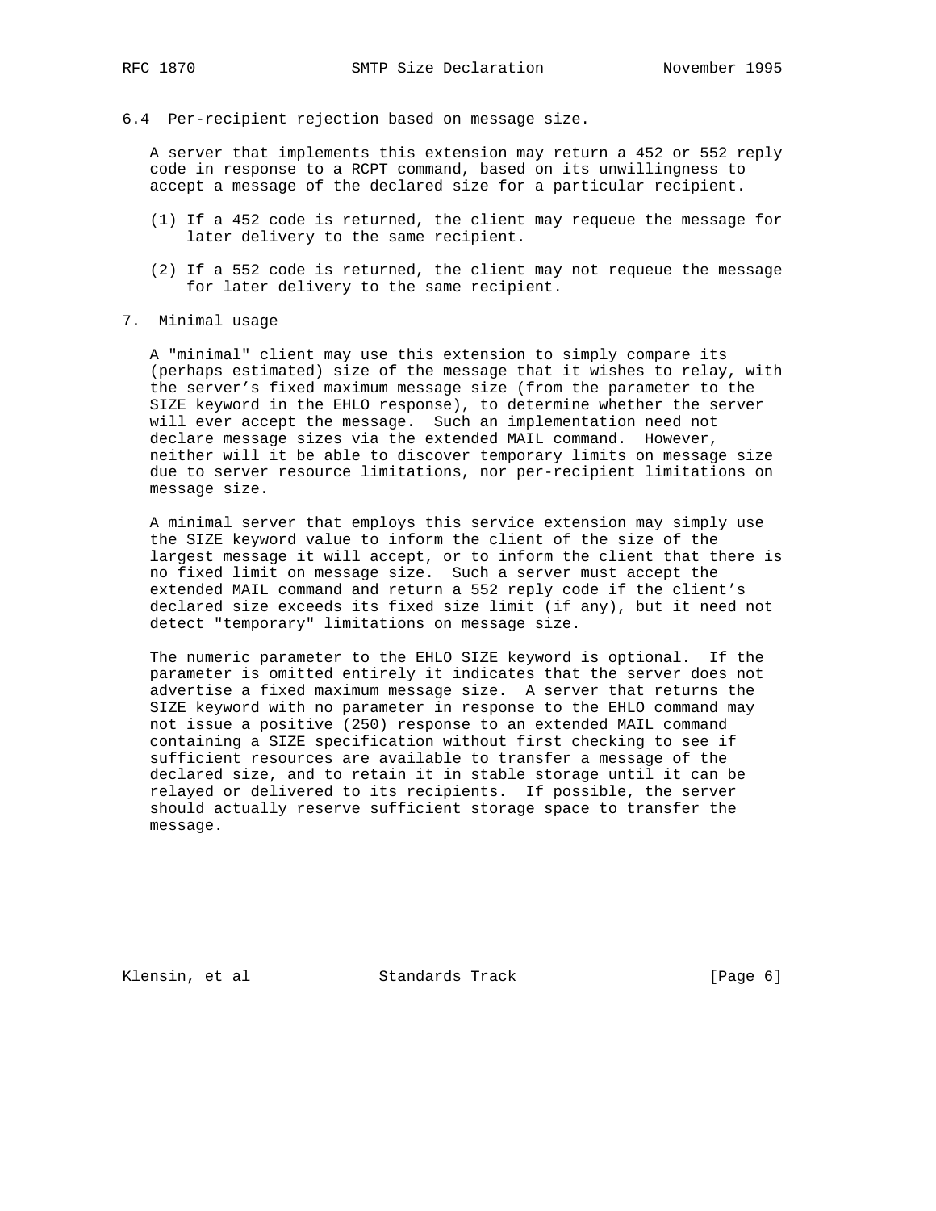### 6.4 Per-recipient rejection based on message size.

A server that implements this extension may return a 452 or 552 reply code in response to a RCPT command, based on its unwillingness to accept a message of the declared size for a particular recipient.

(1) If a 452 code is returned, the client may requeue the message for later delivery to the same recipient.

(2) If a 552 code is returned, the client may not requeue the message for later delivery to the same recipient.

## 7. Minimal usage

A "minimal" client may use this extension to simply compare its (perhaps estimated) size of the message that it wishes to relay, with the server's fixed maximum message size (from the parameter to the SIZE keyword in the EHLO response), to determine whether the server will ever accept the message. Such an implementation need not declare message sizes via the extended MAIL command. However, neither will it be able to discover temporary limits on message size due to server resource limitations, nor per-recipient limitations on message size.

A minimal server that employs this service extension may simply use the SIZE keyword value to inform the client of the size of the largest message it will accept, or to inform the client that there is no fixed limit on message size. Such a server must accept the extended MAIL command and return a 552 reply code if the client's declared size exceeds its fixed size limit (if any), but it need not detect "temporary" limitations on message size.

The numeric parameter to the EHLO SIZE keyword is optional. If the parameter is omitted entirely it indicates that the server does not advertise a fixed maximum message size. A server that returns the SIZE keyword with no parameter in response to the EHLO command may not issue a positive (250) response to an extended MAIL command containing a SIZE specification without first checking to see if sufficient resources are available to transfer a message of the declared size, and to retain it in stable storage until it can be relayed or delivered to its recipients. If possible, the server should actually reserve sufficient storage space to transfer the message.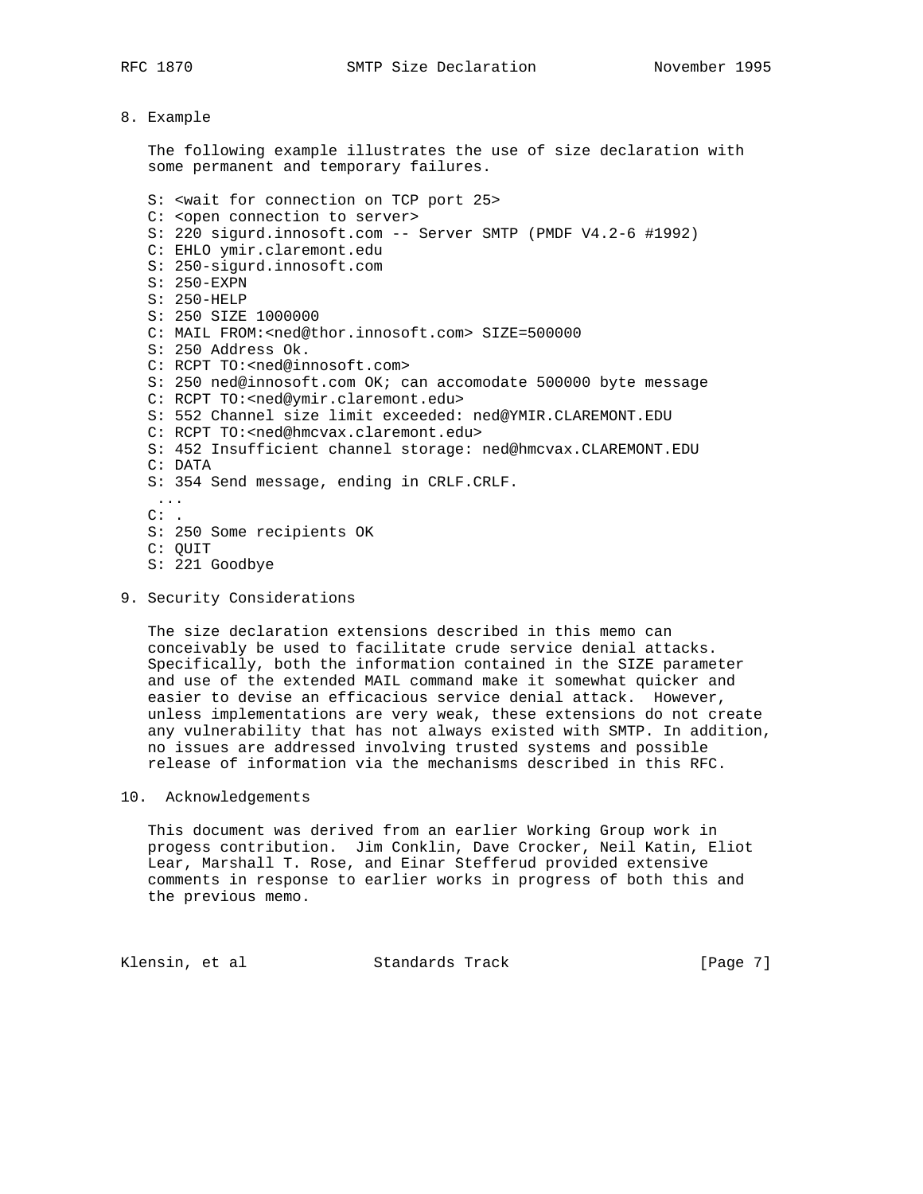## 8. Example

The following example illustrates the use of size declaration with some permanent and temporary failures.

```
S: <wait for connection on TCP port 25>
C: <open connection to server>
S: 220 sigurd.innosoft.com -- Server SMTP (PMDF V4.2-6 #1992)
C: EHLO ymir.claremont.edu
S: 250-sigurd.innosoft.com
S: 250-EXPN
S: 250-HELP
S: 250 SIZE 1000000
C: MAIL FROM:<ned@thor.innosoft.com> SIZE=500000
S: 250 Address Ok.
C: RCPT TO:<ned@innosoft.com>
S: 250 ned@innosoft.com OK; can accomodate 500000 byte message
C: RCPT TO:<ned@ymir.claremont.edu>
S: 552 Channel size limit exceeded: ned@YMIR.CLAREMONT.EDU
C: RCPT TO:<ned@hmcvax.claremont.edu>
S: 452 Insufficient channel storage: ned@hmcvax.CLAREMONT.EDU
C: DATA
S: 354 Send message, ending in CRLF.CRLF.
 ...
C: .
S: 250 Some recipients OK
C: QUIT
S: 221 Goodbye
```

## 9. Security Considerations

The size declaration extensions described in this memo can conceivably be used to facilitate crude service denial attacks. Specifically, both the information contained in the SIZE parameter and use of the extended MAIL command make it somewhat quicker and easier to devise an efficacious service denial attack. However, unless implementations are very weak, these extensions do not create any vulnerability that has not always existed with SMTP. In addition, no issues are addressed involving trusted systems and possible release of information via the mechanisms described in this RFC.

## 10. Acknowledgements

This document was derived from an earlier Working Group work in progess contribution. Jim Conklin, Dave Crocker, Neil Katin, Eliot Lear, Marshall T. Rose, and Einar Stefferud provided extensive comments in response to earlier works in progress of both this and the previous memo.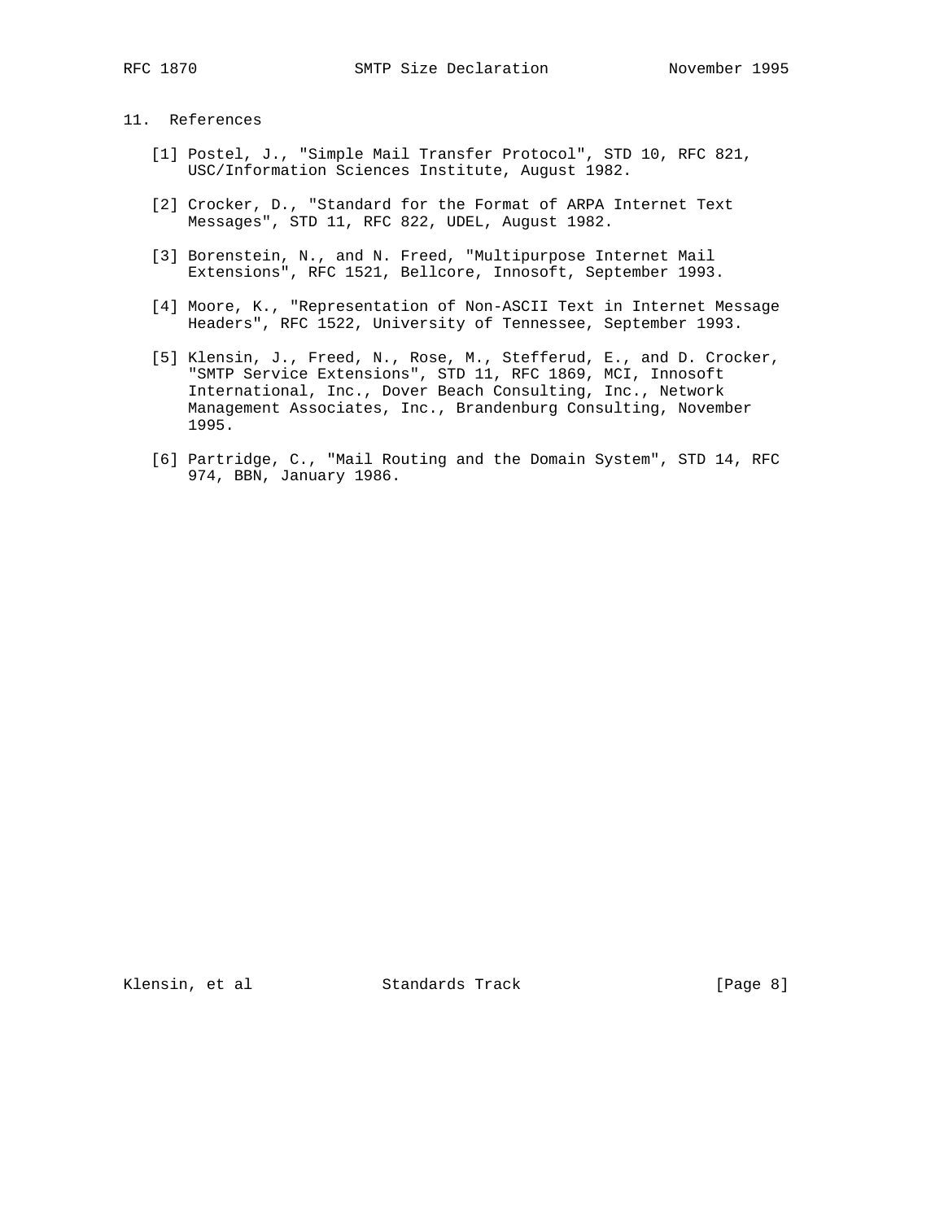## 11. References

[1] Postel, J., "Simple Mail Transfer Protocol", STD 10, RFC 821, USC/Information Sciences Institute, August 1982.

[2] Crocker, D., "Standard for the Format of ARPA Internet Text Messages", STD 11, RFC 822, UDEL, August 1982.

[3] Borenstein, N., and N. Freed, "Multipurpose Internet Mail Extensions", RFC 1521, Bellcore, Innosoft, September 1993.

[4] Moore, K., "Representation of Non-ASCII Text in Internet Message Headers", RFC 1522, University of Tennessee, September 1993.

[5] Klensin, J., Freed, N., Rose, M., Stefferud, E., and D. Crocker, "SMTP Service Extensions", STD 11, RFC 1869, MCI, Innosoft International, Inc., Dover Beach Consulting, Inc., Network Management Associates, Inc., Brandenburg Consulting, November 1995.

[6] Partridge, C., "Mail Routing and the Domain System", STD 14, RFC 974, BBN, January 1986.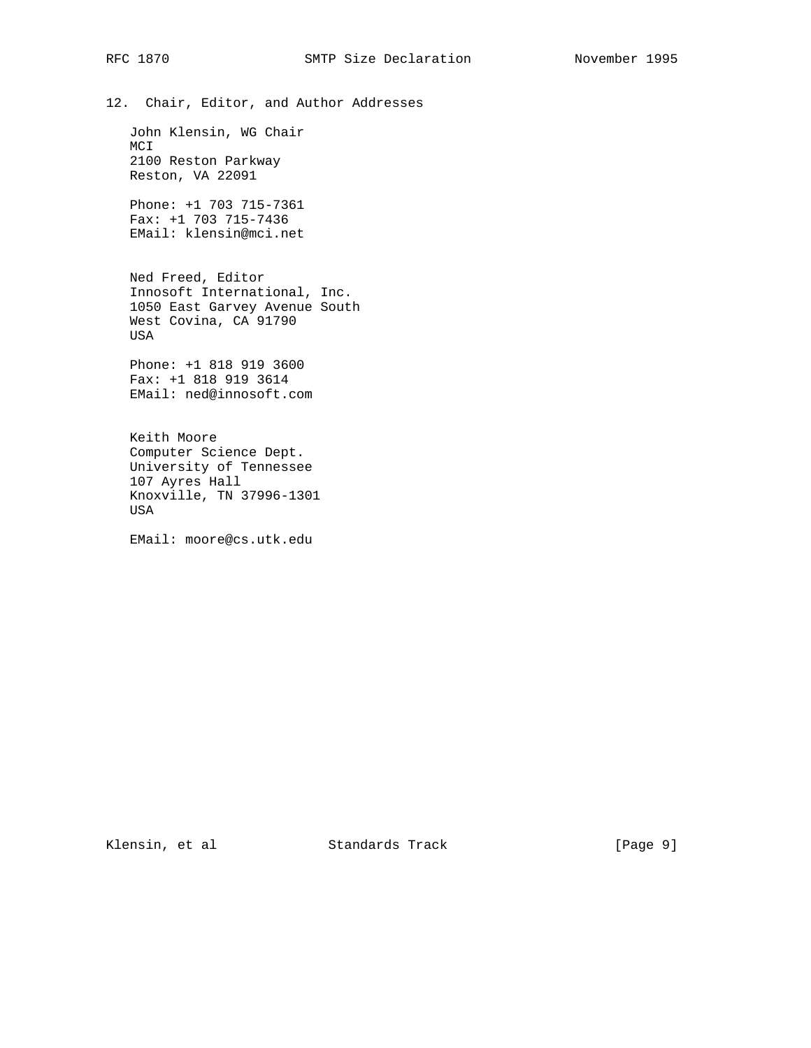## 12. Chair, Editor, and Author Addresses

John Klensin, WG Chair
MCI
2100 Reston Parkway
Reston, VA 22091

Phone: +1 703 715-7361
Fax: +1 703 715-7436
EMail: klensin@mci.net

Ned Freed, Editor
Innosoft International, Inc.
1050 East Garvey Avenue South
West Covina, CA 91790
USA

Phone: +1 818 919 3600
Fax: +1 818 919 3614
EMail: ned@innosoft.com

Keith Moore
Computer Science Dept.
University of Tennessee
107 Ayres Hall
Knoxville, TN 37996-1301
USA

EMail: moore@cs.utk.edu